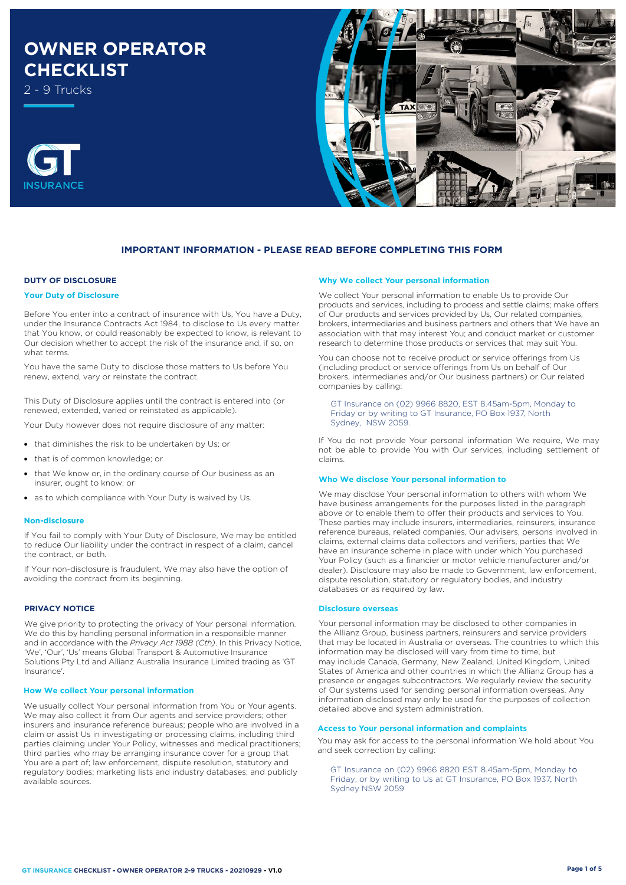# OWNER OPERATOR CHECKLIST

2 - 9 Trucks

GT INSURANCE

## IMPORTANT INFORMATION - PLEASE READ BEFORE COMPLETING THIS FORM

### DUTY OF DISCLOSURE

#### Your Duty of Disclosure

Before You enter into a contract of insurance with Us, You have a Duty, under the Insurance Contracts Act 1984, to disclose to Us every matter that You know, or could reasonably be expected to know, is relevant to Our decision whether to accept the risk of the insurance and, if so, on what terms.

You have the same Duty to disclose those matters to Us before You renew, extend, vary or reinstate the contract.

This Duty of Disclosure applies until the contract is entered into (or renewed, extended, varied or reinstated as applicable).

Your Duty however does not require disclosure of any matter:

- that diminishes the risk to be undertaken by Us; or
- that is of common knowledge; or
- that We know or, in the ordinary course of Our business as an insurer, ought to know; or
- as to which compliance with Your Duty is waived by Us.

#### Non-disclosure

If You fail to comply with Your Duty of Disclosure, We may be entitled to reduce Our liability under the contract in respect of a claim, cancel the contract, or both.

If Your non-disclosure is fraudulent, We may also have the option of avoiding the contract from its beginning.

### PRIVACY NOTICE

We give priority to protecting the privacy of Your personal information. We do this by handling personal information in a responsible manner and in accordance with the *Privacy Act 1988 (Cth)*. In this Privacy Notice, 'We', 'Our', 'Us' means Global Transport & Automotive Insurance Solutions Pty Ltd and Allianz Australia Insurance Limited trading as 'GT Insurance'.

#### How We collect Your personal information

We usually collect Your personal information from You or Your agents. We may also collect it from Our agents and service providers; other insurers and insurance reference bureaus; people who are involved in a claim or assist Us in investigating or processing claims, including third parties claiming under Your Policy, witnesses and medical practitioners; third parties who may be arranging insurance cover for a group that You are a part of; law enforcement, dispute resolution, statutory and regulatory bodies; marketing lists and industry databases; and publicly available sources.

#### Why We collect Your personal information

We collect Your personal information to enable Us to provide Our products and services, including to process and settle claims; make offers of Our products and services provided by Us, Our related companies, brokers, intermediaries and business partners and others that We have an association with that may interest You; and conduct market or customer research to determine those products or services that may suit You.

You can choose not to receive product or service offerings from Us (including product or service offerings from Us on behalf of Our brokers, intermediaries and/or Our business partners) or Our related companies by calling:

GT Insurance on (02) 9966 8820, EST 8.45am-5pm, Monday to Friday or by writing to GT Insurance, PO Box 1937, North Sydney, NSW 2059.

If You do not provide Your personal information We require, We may not be able to provide You with Our services, including settlement of claims.

#### Who We disclose Your personal information to

We may disclose Your personal information to others with whom We have business arrangements for the purposes listed in the paragraph above or to enable them to offer their products and services to You. These parties may include insurers, intermediaries, reinsurers, insurance reference bureaus, related companies, Our advisers, persons involved in claims, external claims data collectors and verifiers, parties that We have an insurance scheme in place with under which You purchased Your Policy (such as a financier or motor vehicle manufacturer and/or dealer). Disclosure may also be made to Government, law enforcement, dispute resolution, statutory or regulatory bodies, and industry databases or as required by law.

#### Disclosure overseas

Your personal information may be disclosed to other companies in the Allianz Group, business partners, reinsurers and service providers that may be located in Australia or overseas. The countries to which this information may be disclosed will vary from time to time, but may include Canada, Germany, New Zealand, United Kingdom, United States of America and other countries in which the Allianz Group has a presence or engages subcontractors. We regularly review the security of Our systems used for sending personal information overseas. Any information disclosed may only be used for the purposes of collection detailed above and system administration.

#### Access to Your personal information and complaints

You may ask for access to the personal information We hold about You and seek correction by calling:

GT Insurance on (02) 9966 8820 EST 8.45am-5pm, Monday to Friday, or by writing to Us at GT Insurance, PO Box 1937, North Sydney NSW 2059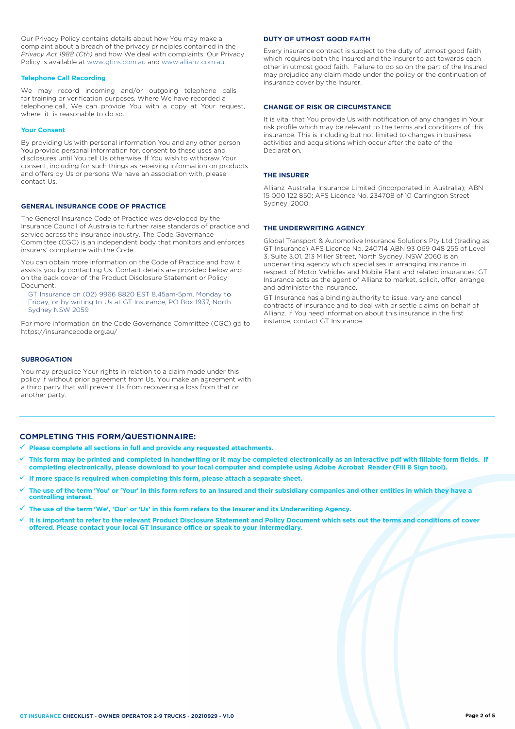Our Privacy Policy contains details about how You may make a complaint about a breach of the privacy principles contained in the *Privacy Act 1988 (Cth)* and how We deal with complaints. Our Privacy Policy is available at www.gtins.com.au and www.allianz.com.au

#### Telephone Call Recording

We may record incoming and/or outgoing telephone calls for training or verification purposes. Where We have recorded a telephone call, We can provide You with a copy at Your request, where it is reasonable to do so.

#### Your Consent

By providing Us with personal information You and any other person You provide personal information for, consent to these uses and disclosures until You tell Us otherwise. If You wish to withdraw Your consent, including for such things as receiving information on products and offers by Us or persons We have an association with, please contact Us.

### GENERAL INSURANCE CODE OF PRACTICE

The General Insurance Code of Practice was developed by the Insurance Council of Australia to further raise standards of practice and service across the insurance industry. The Code Governance Committee (CGC) is an independent body that monitors and enforces insurers' compliance with the Code.

You can obtain more information on the Code of Practice and how it assists you by contacting Us. Contact details are provided below and on the back cover of the Product Disclosure Statement or Policy Document.

GT Insurance on (02) 9966 8820 EST 8.45am-5pm, Monday to Friday, or by writing to Us at GT Insurance, PO Box 1937, North Sydney NSW 2059

For more information on the Code Governance Committee (CGC) go to https://insurancecode.org.au/

### SUBROGATION

You may prejudice Your rights in relation to a claim made under this policy if without prior agreement from Us, You make an agreement with a third party that will prevent Us from recovering a loss from that or another party.

### DUTY OF UTMOST GOOD FAITH

Every insurance contract is subject to the duty of utmost good faith which requires both the Insured and the Insurer to act towards each other in utmost good faith. Failure to do so on the part of the Insured may prejudice any claim made under the policy or the continuation of insurance cover by the Insurer.

### CHANGE OF RISK OR CIRCUMSTANCE

It is vital that You provide Us with notification of any changes in Your risk profile which may be relevant to the terms and conditions of this insurance. This is including but not limited to changes in business activities and acquisitions which occur after the date of the Declaration.

### THE INSURER

Allianz Australia Insurance Limited (incorporated in Australia); ABN 15 000 122 850; AFS Licence No. 234708 of 10 Carrington Street Sydney, 2000.

### THE UNDERWRITING AGENCY

Global Transport & Automotive Insurance Solutions Pty Ltd (trading as GT Insurance) AFS Licence No. 240714 ABN 93 069 048 255 of Level 3, Suite 3.01, 213 Miller Street, North Sydney, NSW 2060 is an underwriting agency which specialises in arranging insurance in respect of Motor Vehicles and Mobile Plant and related insurances. GT Insurance acts as the agent of Allianz to market, solicit, offer, arrange and administer the insurance.

GT Insurance has a binding authority to issue, vary and cancel contracts of insurance and to deal with or settle claims on behalf of Allianz. If You need information about this insurance in the first instance, contact GT Insurance.

---

## COMPLETING THIS FORM/QUESTIONNAIRE:

- ✓ **Please complete all sections in full and provide any requested attachments.**
- ✓ **This form may be printed and completed in handwriting or it may be completed electronically as an interactive pdf with fillable form fields. If completing electronically, please download to your local computer and complete using Adobe Acrobat Reader (Fill & Sign tool).**
- ✓ **If more space is required when completing this form, please attach a separate sheet.**
- ✓ **The use of the term 'You' or 'Your' in this form refers to an Insured and their subsidiary companies and other entities in which they have a controlling interest.**
- ✓ **The use of the term 'We', 'Our' or 'Us' in this form refers to the Insurer and its Underwriting Agency.**
- ✓ **It is important to refer to the relevant Product Disclosure Statement and Policy Document which sets out the terms and conditions of cover offered. Please contact your local GT Insurance office or speak to your Intermediary.**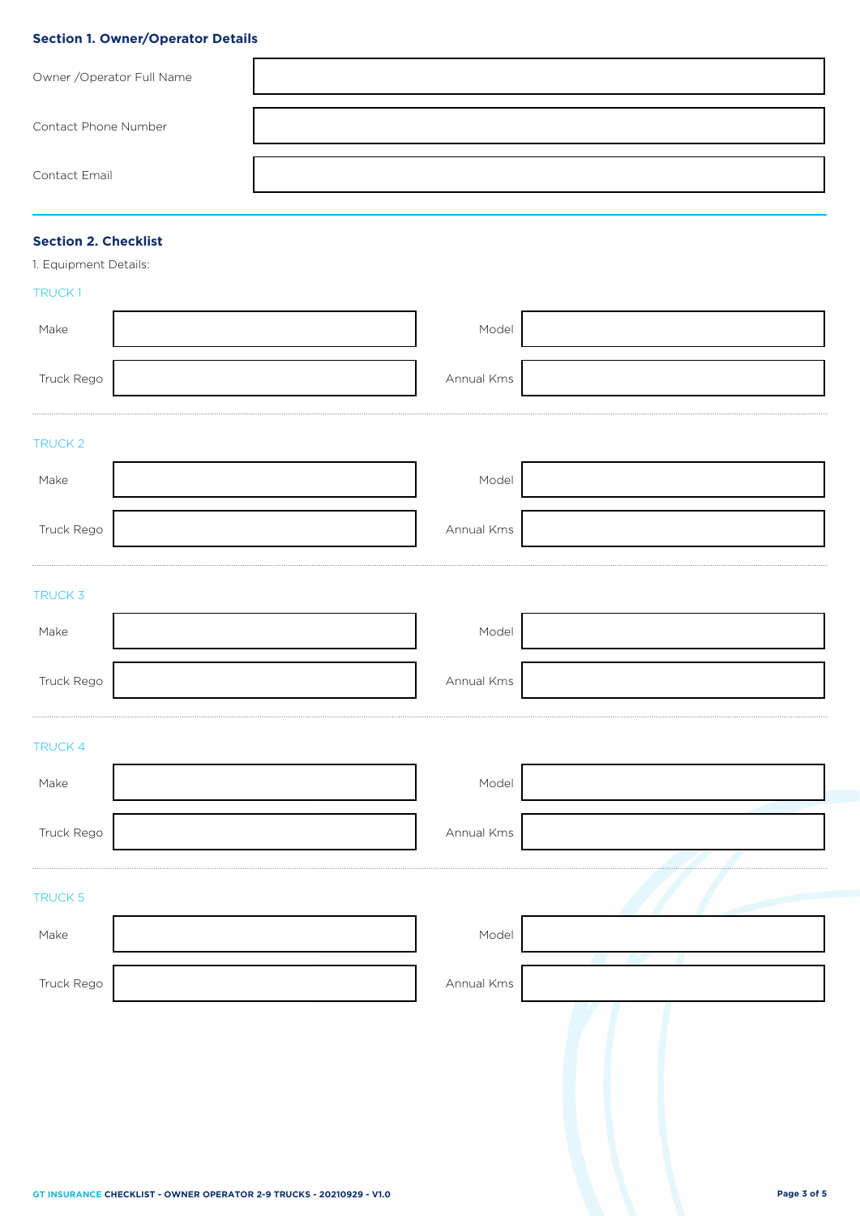### Section 1. Owner/Operator Details

| | |
|---|---|
| Owner /Operator Full Name | |
| Contact Phone Number | |
| Contact Email | |

---

### Section 2. Checklist

1. Equipment Details:

TRUCK 1

| | | | |
|---|---|---|---|
| Make | | Model | |
| Truck Rego | | Annual Kms | |

TRUCK 2

| | | | |
|---|---|---|---|
| Make | | Model | |
| Truck Rego | | Annual Kms | |

TRUCK 3

| | | | |
|---|---|---|---|
| Make | | Model | |
| Truck Rego | | Annual Kms | |

TRUCK 4

| | | | |
|---|---|---|---|
| Make | | Model | |
| Truck Rego | | Annual Kms | |

TRUCK 5

| | | | |
|---|---|---|---|
| Make | | Model | |
| Truck Rego | | Annual Kms | |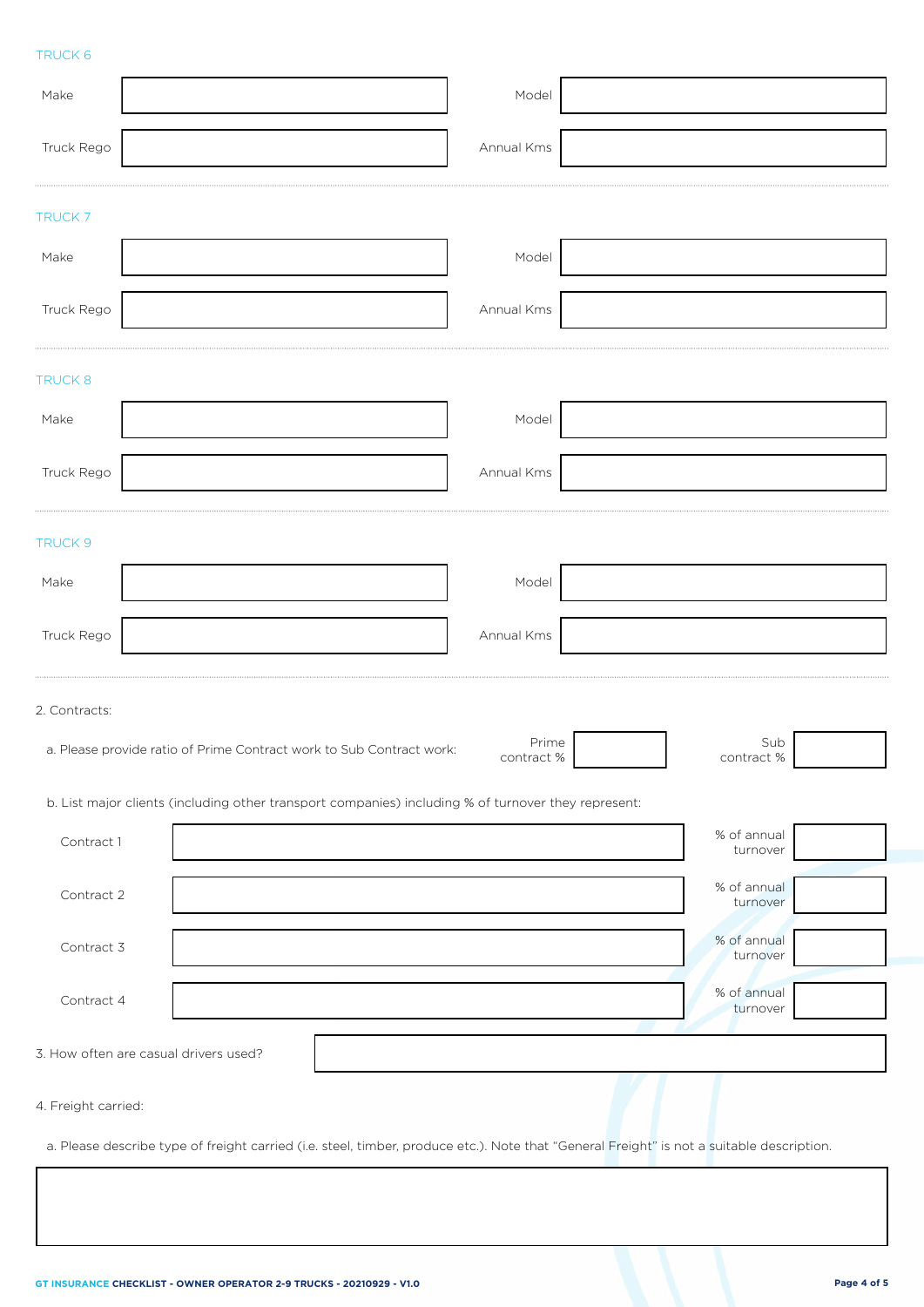### TRUCK 6

| Make | | Model | |
|---|---|---|---|
| Truck Rego | | Annual Kms | |

### TRUCK 7

| Make | | Model | |
|---|---|---|---|
| Truck Rego | | Annual Kms | |

### TRUCK 8

| Make | | Model | |
|---|---|---|---|
| Truck Rego | | Annual Kms | |

### TRUCK 9

| Make | | Model | |
|---|---|---|---|
| Truck Rego | | Annual Kms | |

2. Contracts:

a. Please provide ratio of Prime Contract work to Sub Contract work:

| Prime contract % | | Sub contract % | |
|---|---|---|---|

b. List major clients (including other transport companies) including % of turnover they represent:

| Contract | | % of annual turnover |
|---|---|---|
| Contract 1 | | |
| Contract 2 | | |
| Contract 3 | | |
| Contract 4 | | |

3. How often are casual drivers used?

4. Freight carried:

a. Please describe type of freight carried (i.e. steel, timber, produce etc.). Note that "General Freight" is not a suitable description.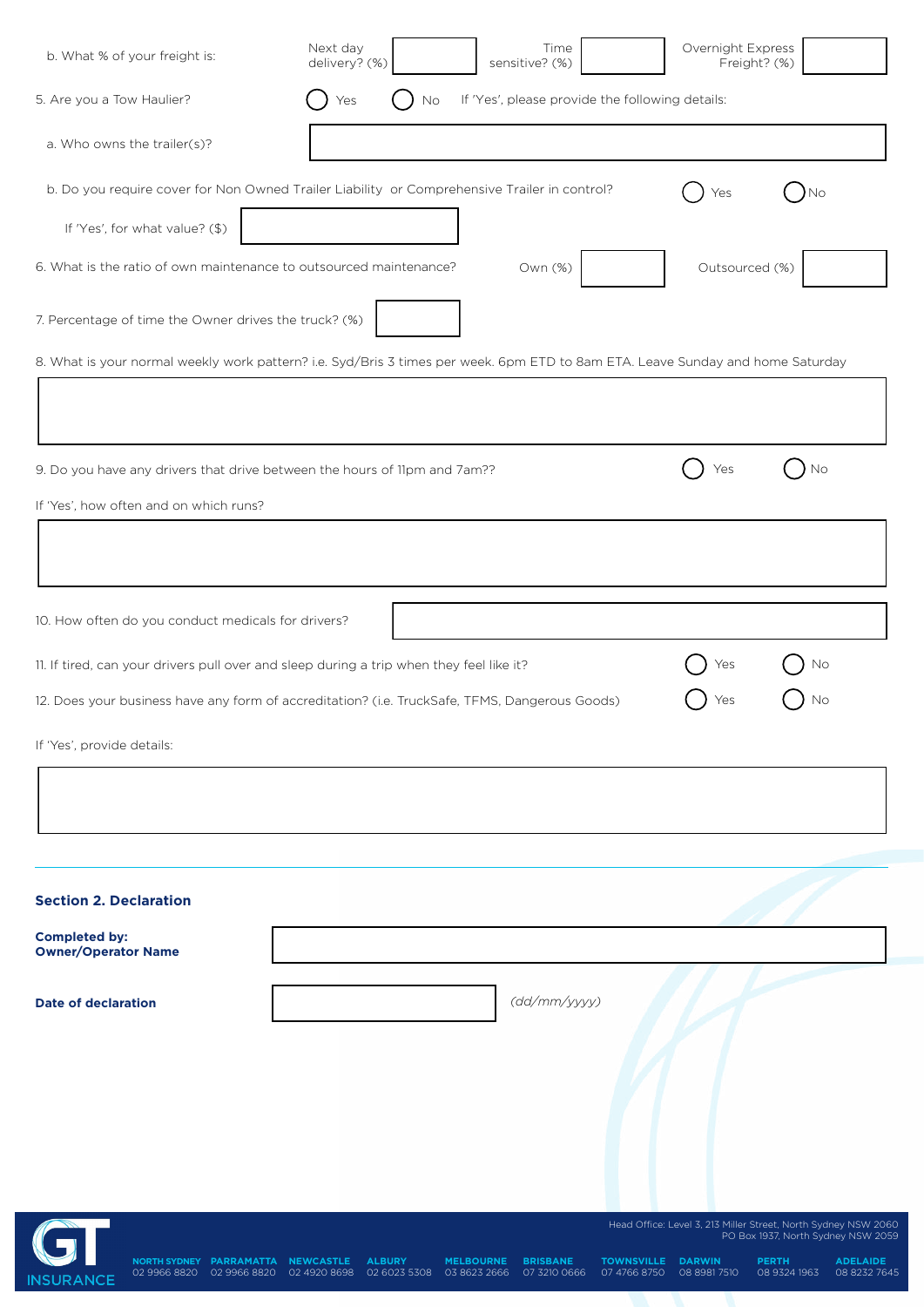b. What % of your freight is: Next day delivery? (%) ______ Time sensitive? (%) ______ Overnight Express Freight? (%) ______

5. Are you a Tow Haulier? ( ) Yes ( ) No If 'Yes', please provide the following details:

a. Who owns the trailer(s)? ______

b. Do you require cover for Non Owned Trailer Liability or Comprehensive Trailer in control? ( ) Yes ( ) No

If 'Yes', for what value? ($) ______

6. What is the ratio of own maintenance to outsourced maintenance? Own (%) ______ Outsourced (%) ______

7. Percentage of time the Owner drives the truck? (%) ______

8. What is your normal weekly work pattern? i.e. Syd/Bris 3 times per week. 6pm ETD to 8am ETA. Leave Sunday and home Saturday

______

9. Do you have any drivers that drive between the hours of 11pm and 7am?? ( ) Yes ( ) No

If 'Yes', how often and on which runs?

______

10. How often do you conduct medicals for drivers? ______

11. If tired, can your drivers pull over and sleep during a trip when they feel like it? ( ) Yes ( ) No

12. Does your business have any form of accreditation? (i.e. TruckSafe, TFMS, Dangerous Goods) ( ) Yes ( ) No

If 'Yes', provide details:

______

## Section 2. Declaration

**Completed by: Owner/Operator Name** ______

**Date of declaration** ______ *(dd/mm/yyyy)*

GT INSURANCE

Head Office: Level 3, 213 Miller Street, North Sydney NSW 2060
PO Box 1937, North Sydney NSW 2059

| NORTH SYDNEY | PARRAMATTA | NEWCASTLE | ALBURY | MELBOURNE | BRISBANE | TOWNSVILLE | DARWIN | PERTH | ADELAIDE |
|---|---|---|---|---|---|---|---|---|---|
| 02 9966 8820 | 02 9966 8820 | 02 4920 8698 | 02 6023 5308 | 03 8623 2666 | 07 3210 0666 | 07 4766 8750 | 08 8981 7510 | 08 9324 1963 | 08 8232 7645 |